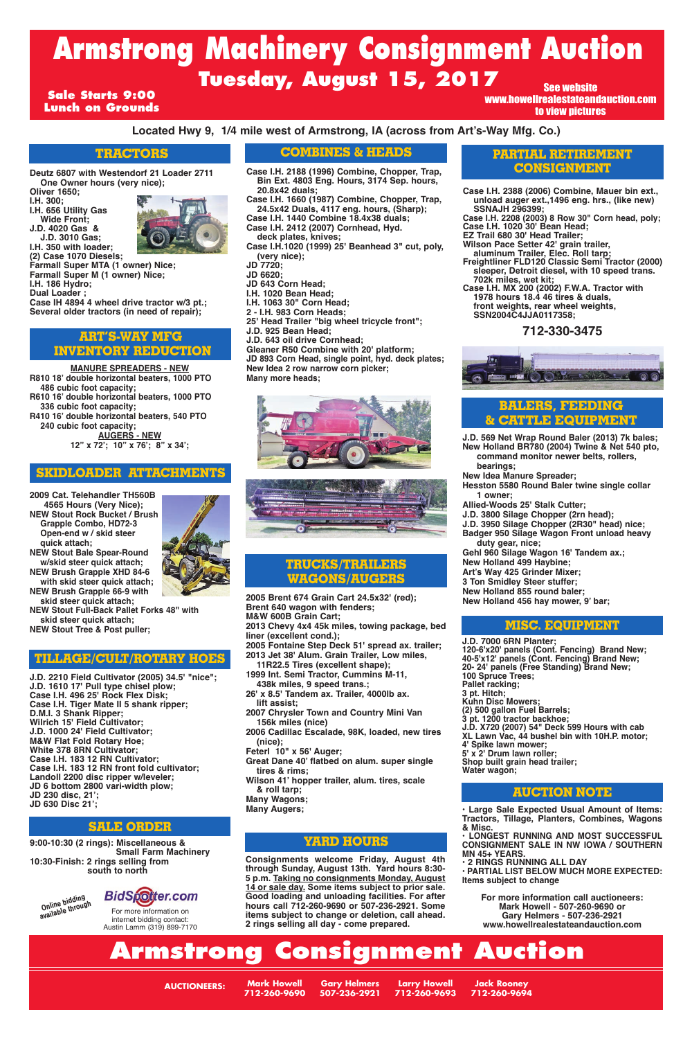# Armstrong Machinery Consignment Auction

## Tuesday, August 15, 2017

**Sale Starts 9:00**
**Lunch on Grounds**

**See website www.howellrealestateandauction.com to view pictures**

**Located Hwy 9, 1/4 mile west of Armstrong, IA (across from Art's-Way Mfg. Co.)**

## TRACTORS

Deutz 6807 with Westendorf 21 Loader 2711 One Owner hours (very nice);
Oliver 1650;
I.H. 300;
I.H. 656 Utility Gas Wide Front;
J.D. 4020 Gas & J.D. 3010 Gas;
I.H. 350 with loader;
(2) Case 1070 Diesels;
Farmall Super MTA (1 owner) Nice;
Farmall Super M (1 owner) Nice;
I.H. 186 Hydro;
Dual Loader ;
Case IH 4894 4 wheel drive tractor w/3 pt.;
Several older tractors (in need of repair);

## ART'S-WAY MFG INVENTORY REDUCTION

**MANURE SPREADERS - NEW**

R810 18' double horizontal beaters, 1000 PTO 486 cubic foot capacity;
R610 16' double horizontal beaters, 1000 PTO 336 cubic foot capacity;
R410 16' double horizontal beaters, 540 PTO 240 cubic foot capacity;

**AUGERS - NEW**

12" x 72'; 10" x 76'; 8" x 34';

## SKIDLOADER ATTACHMENTS

2009 Cat. Telehandler TH560B 4565 Hours (very Nice);
NEW Stout Rock Bucket / Brush Grapple Combo, HD72-3 Open-end w / skid steer quick attach;
NEW Stout Bale Spear-Round w/skid steer quick attach;
NEW Brush Grapple XHD 84-6 with skid steer quick attach;
NEW Brush Grapple 66-9 with skid steer quick attach;
NEW Stout Full-Back Pallet Forks 48" with skid steer quick attach;
NEW Stout Tree & Post puller;

## TILLAGE/CULT/ROTARY HOES

J.D. 2210 Field Cultivator (2005) 34.5' "nice";
J.D. 1610 17' Pull type chisel plow;
Case I.H. 496 25' Rock Flex Disk;
Case I.H. Tiger Mate II 5 shank ripper;
D.M.I. 3 Shank Ripper;
Wilrich 15' Field Cultivator;
J.D. 1000 24' Field Cultivator;
M&W Flat Fold Rotary Hoe;
White 378 8RN Cultivator;
Case I.H. 183 12 RN Cultivator;
Case I.H. 183 12 RN front fold cultivator;
Landoll 2200 disc ripper w/leveler;
JD 6 bottom 2800 vari-width plow;
JD 230 disc, 21';
JD 630 Disc 21';

## SALE ORDER

9:00-10:30 (2 rings): Miscellaneous & Small Farm Machinery
10:30-Finish: 2 rings selling from south to north

Online bidding available through BidSpotter.com
For more information on internet bidding contact: Austin Lamm (319) 899-7170

## COMBINES & HEADS

Case I.H. 2188 (1996) Combine, Chopper, Trap, Bin Ext. 4803 Eng. Hours, 3174 Sep. hours, 20.8x42 duals;
Case I.H. 1660 (1987) Combine, Chopper, Trap, 24.5x42 Duals, 4117 eng. hours, (Sharp);
Case I.H. 1440 Combine 18.4x38 duals;
Case I.H. 2412 (2007) Cornhead, Hyd. deck plates, knives;
Case I.H.1020 (1999) 25' Beanhead 3" cut, poly, (very nice);
JD 7720;
JD 6620;
JD 643 Corn Head;
I.H. 1020 Bean Head;
I.H. 1063 30" Corn Head;
2 - I.H. 983 Corn Heads;
25' Head Trailer "big wheel tricycle front";
J.D. 925 Bean Head;
J.D. 643 oil drive Cornhead;
Gleaner R50 Combine with 20' platform;
JD 893 Corn Head, single point, hyd. deck plates;
New Idea 2 row narrow corn picker;
Many more heads;

## TRUCKS/TRAILERS WAGONS/AUGERS

2005 Brent 674 Grain Cart 24.5x32' (red);
Brent 640 wagon with fenders;
M&W 600B Grain Cart;
2013 Chevy 4x4 45k miles, towing package, bed liner (excellent cond.);
2005 Fontaine Step Deck 51' spread ax. trailer;
2013 Jet 38' Alum. Grain Trailer, Low miles, 11R22.5 Tires (excellent shape);
1999 Int. Semi Tractor, Cummins M-11, 438k miles, 9 speed trans.;
26' x 8.5' Tandem ax. Trailer, 4000lb ax. lift assist;
2007 Chrysler Town and Country Mini Van 156k miles (nice)
2006 Cadillac Escalade, 98K, loaded, new tires (nice);
Feterl 10" x 56' Auger;
Great Dane 40' flatbed on alum. super single tires & rims;
Wilson 41' hopper trailer, alum. tires, scale & roll tarp;
Many Wagons;
Many Augers;

## YARD HOURS

Consignments welcome Friday, August 4th through Sunday, August 13th. Yard hours 8:30-5 p.m. Taking no consignments Monday, August 14 or sale day. Some items subject to prior sale. Good loading and unloading facilities. For after hours call 712-260-9690 or 507-236-2921. Some items subject to change or deletion, call ahead. 2 rings selling all day - come prepared.

## PARTIAL RETIREMENT CONSIGNMENT

Case I.H. 2388 (2006) Combine, Mauer bin ext., unload auger ext.,1496 eng. hrs., (like new) SSNAJH 296399;
Case I.H. 2208 (2003) 8 Row 30" Corn head, poly;
Case I.H. 1020 30' Bean Head;
EZ Trail 680 30' Head Trailer;
Wilson Pace Setter 42' grain trailer, aluminum Trailer, Elec. Roll tarp;
Freightliner FLD120 Classic Semi Tractor (2000) sleeper, Detroit diesel, with 10 speed trans. 702k miles, wet kit;
Case I.H. MX 200 (2002) F.W.A. Tractor with 1978 hours 18.4 46 tires & duals, front weights, rear wheel weights, SSN2004C4JJA0117358;

**712-330-3475**

## BALERS, FEEDING & CATTLE EQUIPMENT

J.D. 569 Net Wrap Round Baler (2013) 7k bales;
New Holland BR780 (2004) Twine & Net 540 pto, command monitor newer belts, rollers, bearings;
New Idea Manure Spreader;
Hesston 5580 Round Baler twine single collar 1 owner;
Allied-Woods 25' Stalk Cutter;
J.D. 3800 Silage Chopper (2rn head);
J.D. 3950 Silage Chopper (2R30" head) nice;
Badger 950 Silage Wagon Front unload heavy duty gear, nice;
Gehl 960 Silage Wagon 16' Tandem ax.;
New Holland 499 Haybine;
Art's Way 425 Grinder Mixer;
3 Ton Smidley Steer stuffer;
New Holland 855 round baler;
New Holland 456 hay mower, 9' bar;

## MISC. EQUIPMENT

J.D. 7000 6RN Planter;
120-6'x20' panels (Cont. Fencing) Brand New;
40-5'x12' panels (Cont. Fencing) Brand New;
20- 24' panels (Free Standing) Brand New;
100 Spruce Trees;
Pallet racking;
3 pt. Hitch;
Kuhn Disc Mowers;
(2) 500 gallon Fuel Barrels;
3 pt. 1200 tractor backhoe;
J.D. X720 (2007) 54" Deck 599 Hours with cab
XL Lawn Vac, 44 bushel bin with 10H.P. motor;
4' Spike lawn mower;
5' x 2' Drum lawn roller;
Shop built grain head trailer;
Water wagon;

## AUCTION NOTE

- Large Sale Expected Usual Amount of Items: Tractors, Tillage, Planters, Combines, Wagons & Misc.
- LONGEST RUNNING AND MOST SUCCESSFUL CONSIGNMENT SALE IN NW IOWA / SOUTHERN MN 45+ YEARS.
- 2 RINGS RUNNING ALL DAY
- PARTIAL LIST BELOW MUCH MORE EXPECTED: Items subject to change

For more information call auctioneers:
Mark Howell - 507-260-9690 or
Gary Helmers - 507-236-2921
www.howellrealestateandauction.com

# Armstrong Consignment Auction

**AUCTIONEERS:**

| Mark Howell | Gary Helmers | Larry Howell | Jack Rooney |
|---|---|---|---|
| 712-260-9690 | 507-236-2921 | 712-260-9693 | 712-260-9694 |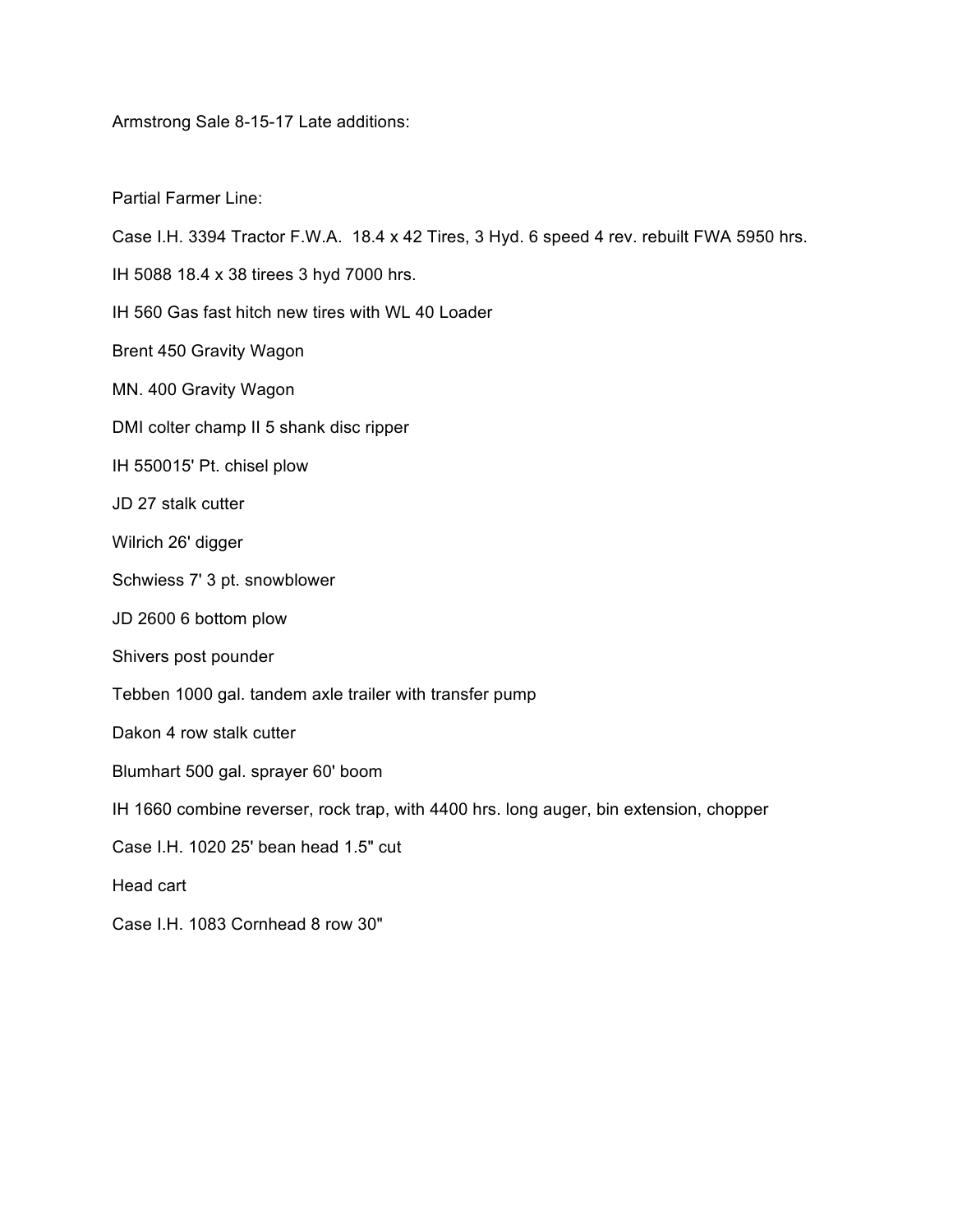Armstrong Sale 8-15-17 Late additions:

Partial Farmer Line:

Case I.H. 3394 Tractor F.W.A. 18.4 x 42 Tires, 3 Hyd. 6 speed 4 rev. rebuilt FWA 5950 hrs.

IH 5088 18.4 x 38 tirees 3 hyd 7000 hrs.

IH 560 Gas fast hitch new tires with WL 40 Loader

Brent 450 Gravity Wagon

MN. 400 Gravity Wagon

DMI colter champ II 5 shank disc ripper

IH 550015' Pt. chisel plow

JD 27 stalk cutter

Wilrich 26' digger

Schwiess 7' 3 pt. snowblower

JD 2600 6 bottom plow

Shivers post pounder

Tebben 1000 gal. tandem axle trailer with transfer pump

Dakon 4 row stalk cutter

Blumhart 500 gal. sprayer 60' boom

IH 1660 combine reverser, rock trap, with 4400 hrs. long auger, bin extension, chopper

Case I.H. 1020 25' bean head 1.5" cut

Head cart

Case I.H. 1083 Cornhead 8 row 30"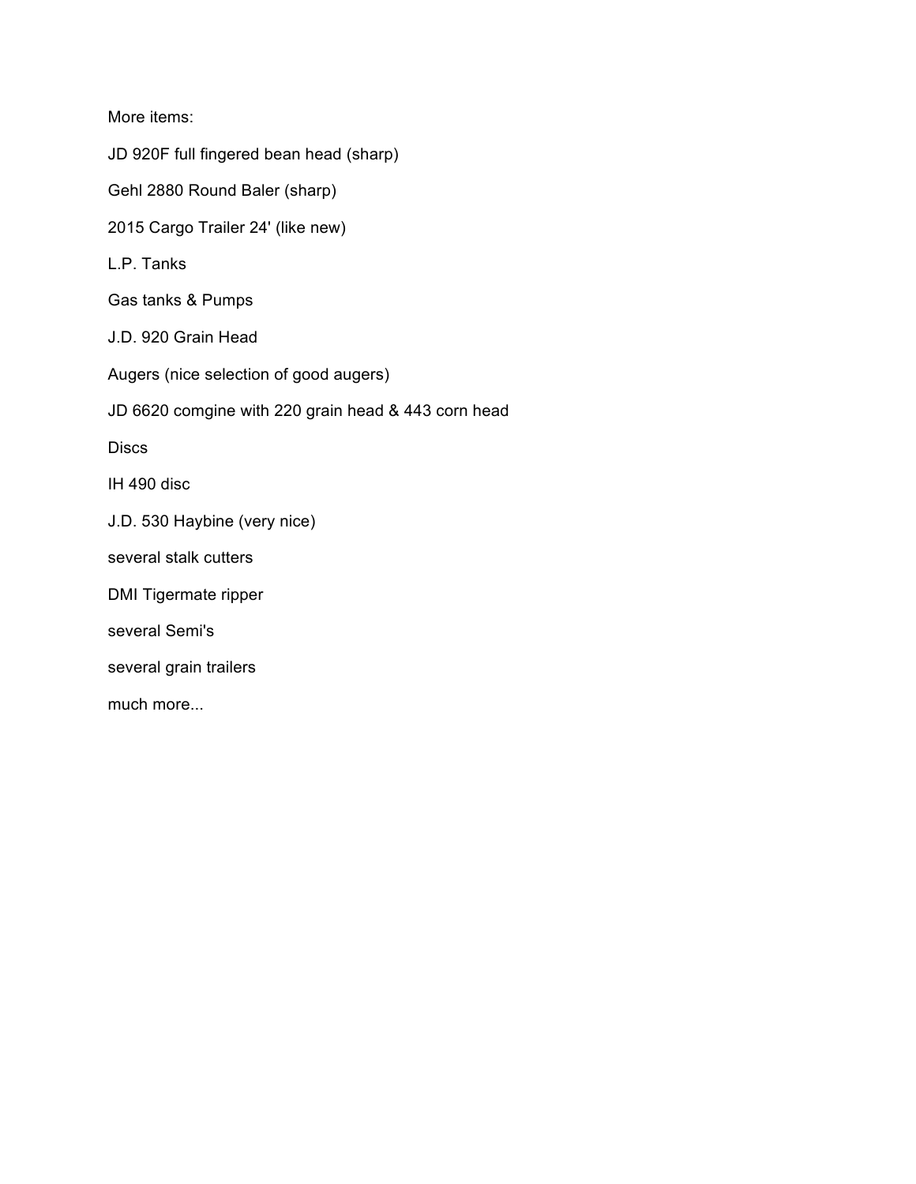More items:

JD 920F full fingered bean head (sharp)

Gehl 2880 Round Baler (sharp)

2015 Cargo Trailer 24' (like new)

L.P. Tanks

Gas tanks & Pumps

J.D. 920 Grain Head

Augers (nice selection of good augers)

JD 6620 comgine with 220 grain head & 443 corn head

Discs

IH 490 disc

J.D. 530 Haybine (very nice)

several stalk cutters

DMI Tigermate ripper

several Semi's

several grain trailers

much more...